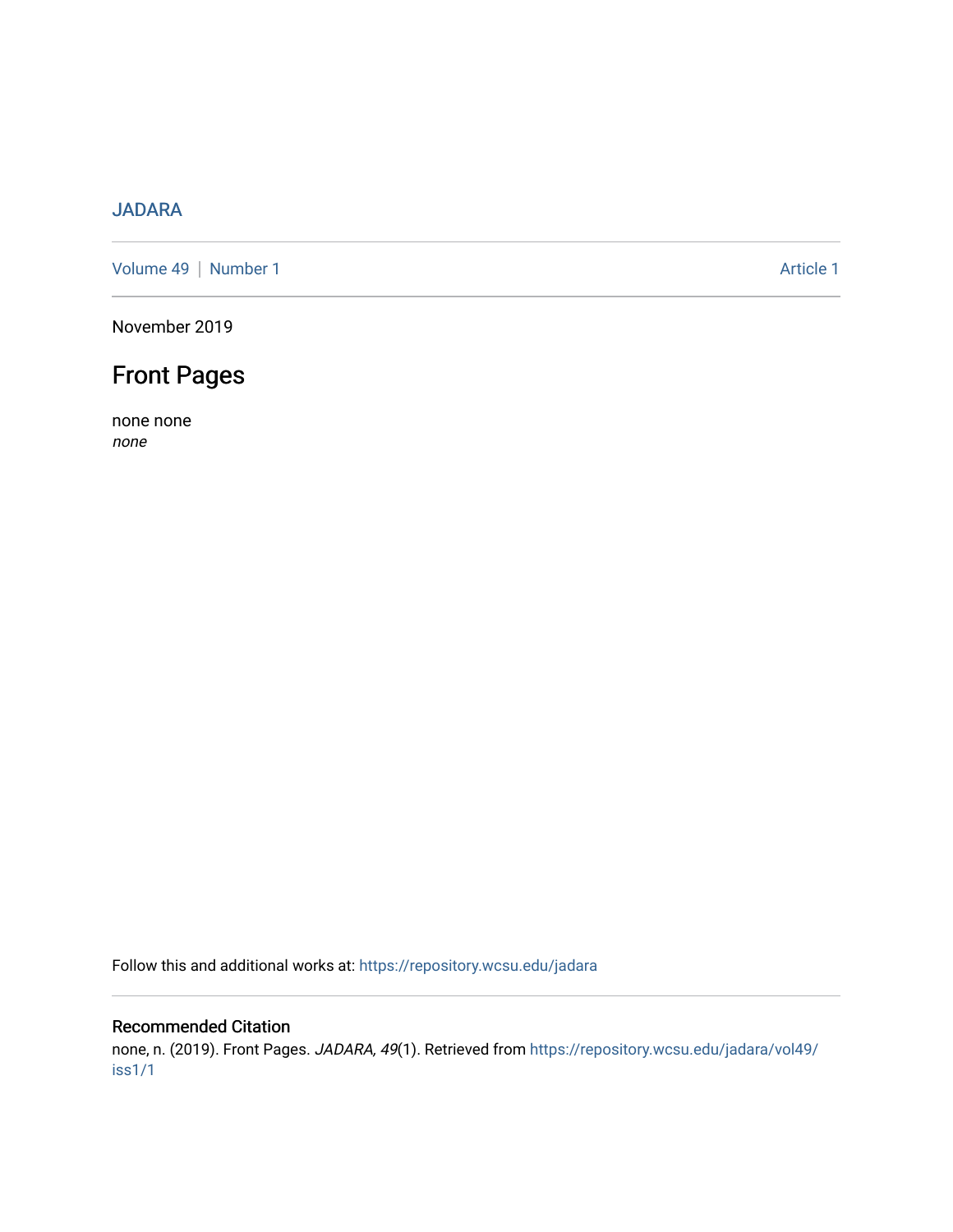JADARA

Volume 49 | Number 1 | Article 1

November 2019

# Front Pages

none none
*none*

Follow this and additional works at: https://repository.wcsu.edu/jadara

## Recommended Citation

none, n. (2019). Front Pages. *JADARA, 49*(1). Retrieved from https://repository.wcsu.edu/jadara/vol49/iss1/1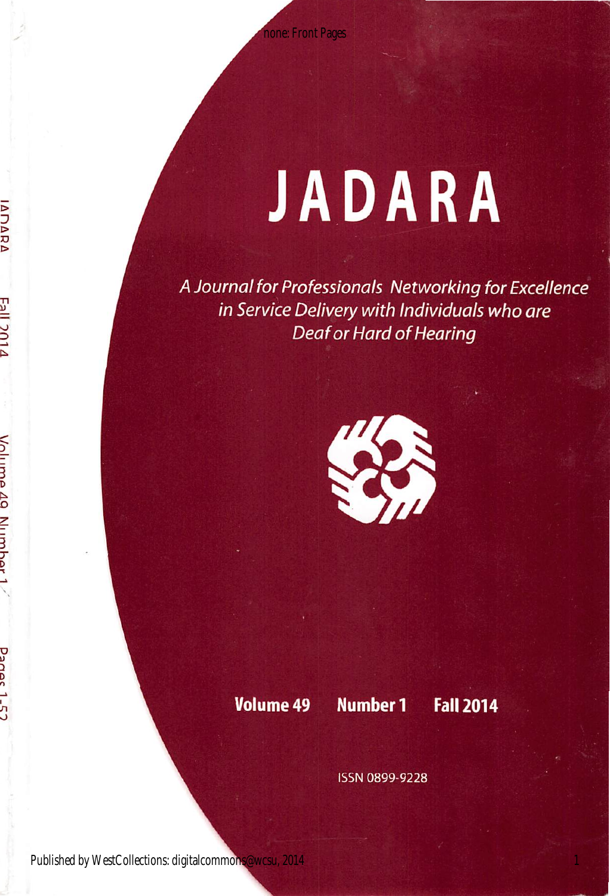# JADARA

*A Journal for Professionals Networking for Excellence in Service Delivery with Individuals who are Deaf or Hard of Hearing*

**Volume 49 Number 1 Fall 2014**

ISSN 0899-9228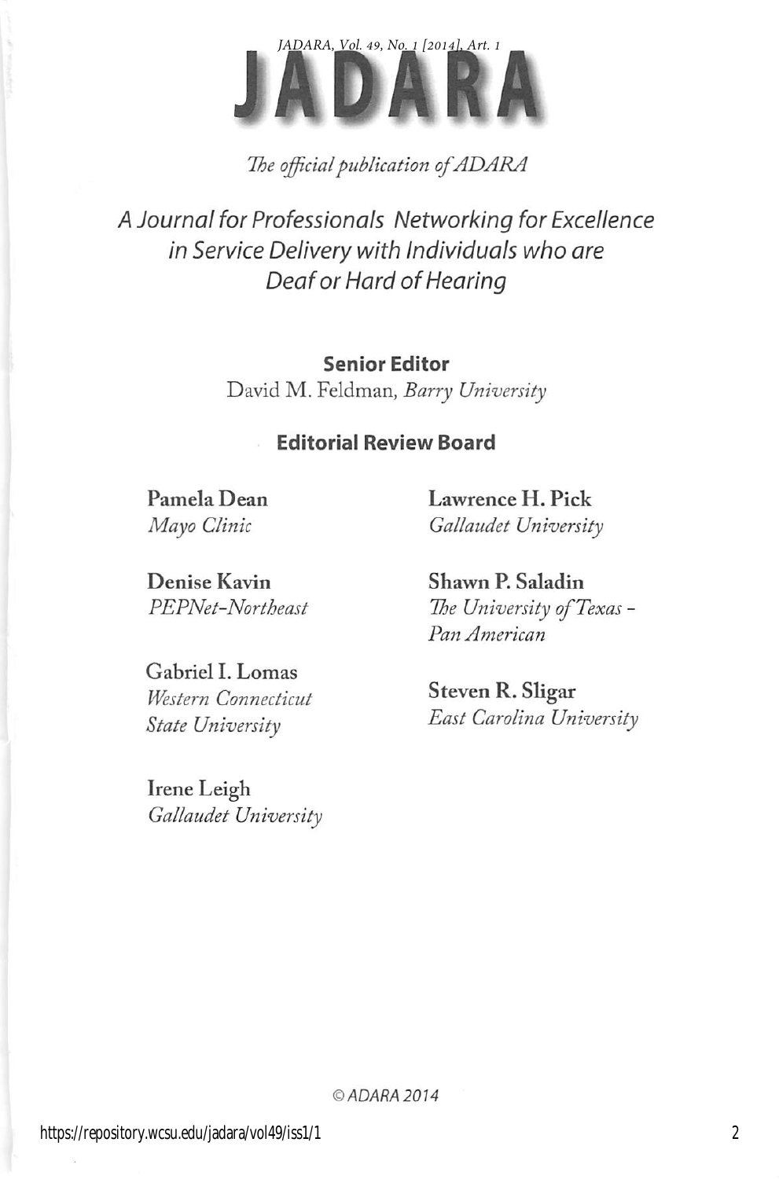# JADARA

*The official publication of ADARA*

*A Journal for Professionals Networking for Excellence in Service Delivery with Individuals who are Deaf or Hard of Hearing*

**Senior Editor**

David M. Feldman, *Barry University*

**Editorial Review Board**

**Pamela Dean**
*Mayo Clinic*

**Denise Kavin**
*PEPNet-Northeast*

**Gabriel I. Lomas**
*Western Connecticut State University*

**Irene Leigh**
*Gallaudet University*

**Lawrence H. Pick**
*Gallaudet University*

**Shawn P. Saladin**
*The University of Texas - Pan American*

**Steven R. Sligar**
*East Carolina University*

© ADARA 2014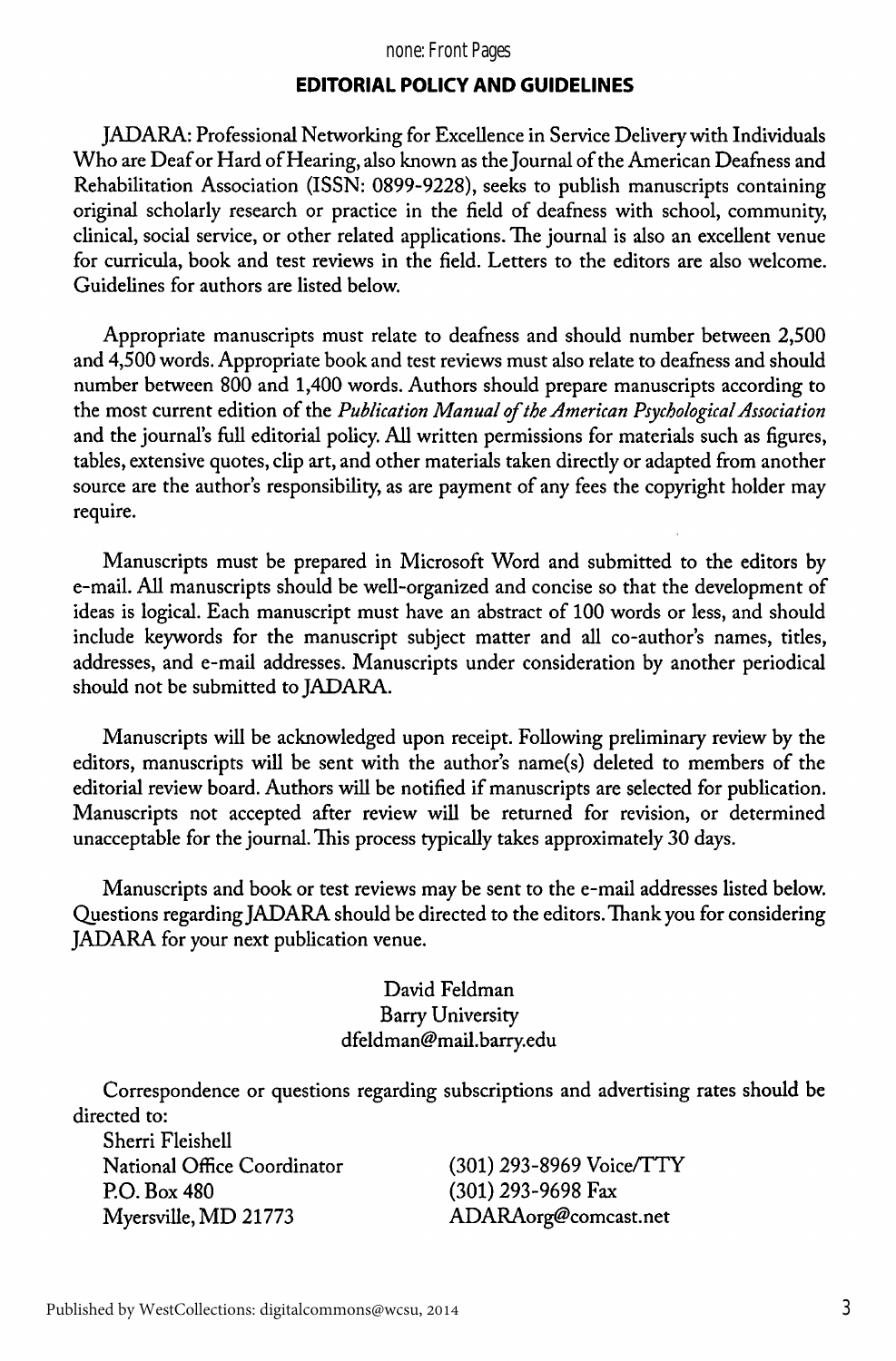## EDITORIAL POLICY AND GUIDELINES

JADARA: Professional Networking for Excellence in Service Delivery with Individuals Who are Deaf or Hard of Hearing, also known as the Journal of the American Deafness and Rehabilitation Association (ISSN: 0899-9228), seeks to publish manuscripts containing original scholarly research or practice in the field of deafness with school, community, clinical, social service, or other related applications. The journal is also an excellent venue for curricula, book and test reviews in the field. Letters to the editors are also welcome. Guidelines for authors are listed below.

Appropriate manuscripts must relate to deafness and should number between 2,500 and 4,500 words. Appropriate book and test reviews must also relate to deafness and should number between 800 and 1,400 words. Authors should prepare manuscripts according to the most current edition of the *Publication Manual of the American Psychological Association* and the journal's full editorial policy. All written permissions for materials such as figures, tables, extensive quotes, clip art, and other materials taken directly or adapted from another source are the author's responsibility, as are payment of any fees the copyright holder may require.

Manuscripts must be prepared in Microsoft Word and submitted to the editors by e-mail. All manuscripts should be well-organized and concise so that the development of ideas is logical. Each manuscript must have an abstract of 100 words or less, and should include keywords for the manuscript subject matter and all co-author's names, titles, addresses, and e-mail addresses. Manuscripts under consideration by another periodical should not be submitted to JADARA.

Manuscripts will be acknowledged upon receipt. Following preliminary review by the editors, manuscripts will be sent with the author's name(s) deleted to members of the editorial review board. Authors will be notified if manuscripts are selected for publication. Manuscripts not accepted after review will be returned for revision, or determined unacceptable for the journal. This process typically takes approximately 30 days.

Manuscripts and book or test reviews may be sent to the e-mail addresses listed below. Questions regarding JADARA should be directed to the editors. Thank you for considering JADARA for your next publication venue.

David Feldman
Barry University
dfeldman@mail.barry.edu

Correspondence or questions regarding subscriptions and advertising rates should be directed to:

Sherri Fleishell
National Office Coordinator
P.O. Box 480
Myersville, MD 21773

(301) 293-8969 Voice/TTY
(301) 293-9698 Fax
ADARAorg@comcast.net